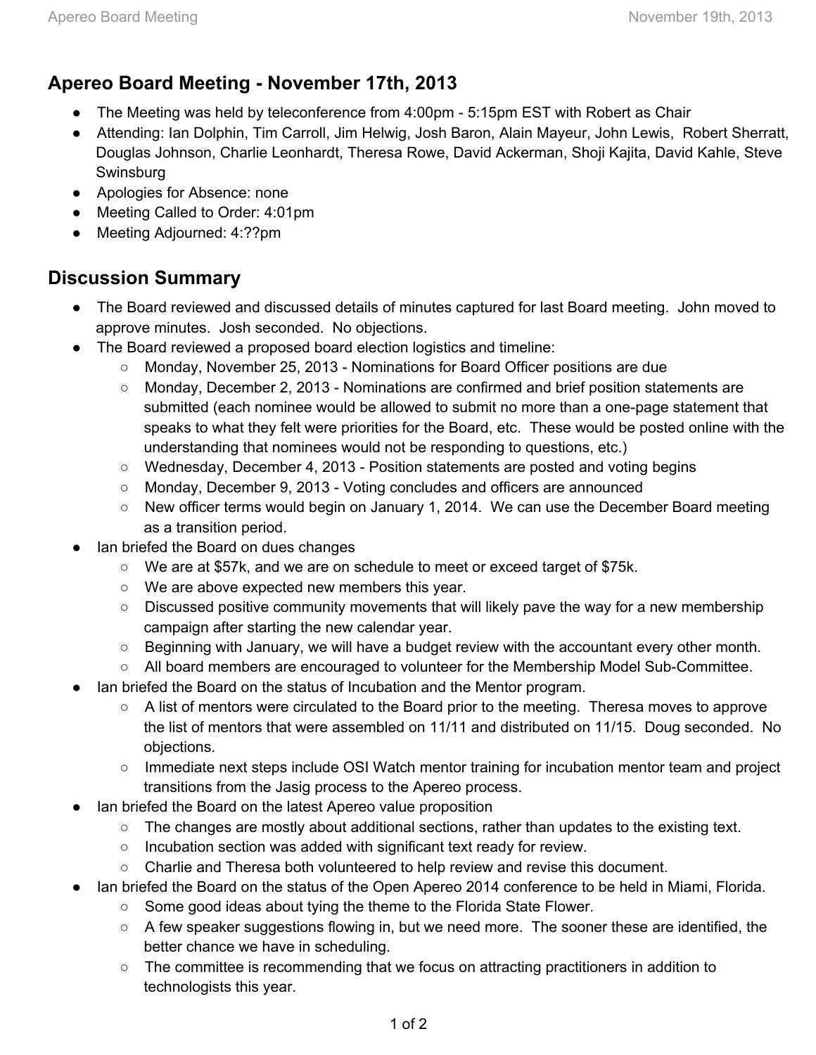## Apereo Board Meeting - November 17th, 2013

- The Meeting was held by teleconference from 4:00pm - 5:15pm EST with Robert as Chair
- Attending: Ian Dolphin, Tim Carroll, Jim Helwig, Josh Baron, Alain Mayeur, John Lewis, Robert Sherratt, Douglas Johnson, Charlie Leonhardt, Theresa Rowe, David Ackerman, Shoji Kajita, David Kahle, Steve Swinsburg
- Apologies for Absence: none
- Meeting Called to Order: 4:01pm
- Meeting Adjourned: 4:??pm

## Discussion Summary

- The Board reviewed and discussed details of minutes captured for last Board meeting. John moved to approve minutes. Josh seconded. No objections.
- The Board reviewed a proposed board election logistics and timeline:
  - Monday, November 25, 2013 - Nominations for Board Officer positions are due
  - Monday, December 2, 2013 - Nominations are confirmed and brief position statements are submitted (each nominee would be allowed to submit no more than a one-page statement that speaks to what they felt were priorities for the Board, etc. These would be posted online with the understanding that nominees would not be responding to questions, etc.)
  - Wednesday, December 4, 2013 - Position statements are posted and voting begins
  - Monday, December 9, 2013 - Voting concludes and officers are announced
  - New officer terms would begin on January 1, 2014. We can use the December Board meeting as a transition period.
- Ian briefed the Board on dues changes
  - We are at $57k, and we are on schedule to meet or exceed target of $75k.
  - We are above expected new members this year.
  - Discussed positive community movements that will likely pave the way for a new membership campaign after starting the new calendar year.
  - Beginning with January, we will have a budget review with the accountant every other month.
  - All board members are encouraged to volunteer for the Membership Model Sub-Committee.
- Ian briefed the Board on the status of Incubation and the Mentor program.
  - A list of mentors were circulated to the Board prior to the meeting. Theresa moves to approve the list of mentors that were assembled on 11/11 and distributed on 11/15. Doug seconded. No objections.
  - Immediate next steps include OSI Watch mentor training for incubation mentor team and project transitions from the Jasig process to the Apereo process.
- Ian briefed the Board on the latest Apereo value proposition
  - The changes are mostly about additional sections, rather than updates to the existing text.
  - Incubation section was added with significant text ready for review.
  - Charlie and Theresa both volunteered to help review and revise this document.
- Ian briefed the Board on the status of the Open Apereo 2014 conference to be held in Miami, Florida.
  - Some good ideas about tying the theme to the Florida State Flower.
  - A few speaker suggestions flowing in, but we need more. The sooner these are identified, the better chance we have in scheduling.
  - The committee is recommending that we focus on attracting practitioners in addition to technologists this year.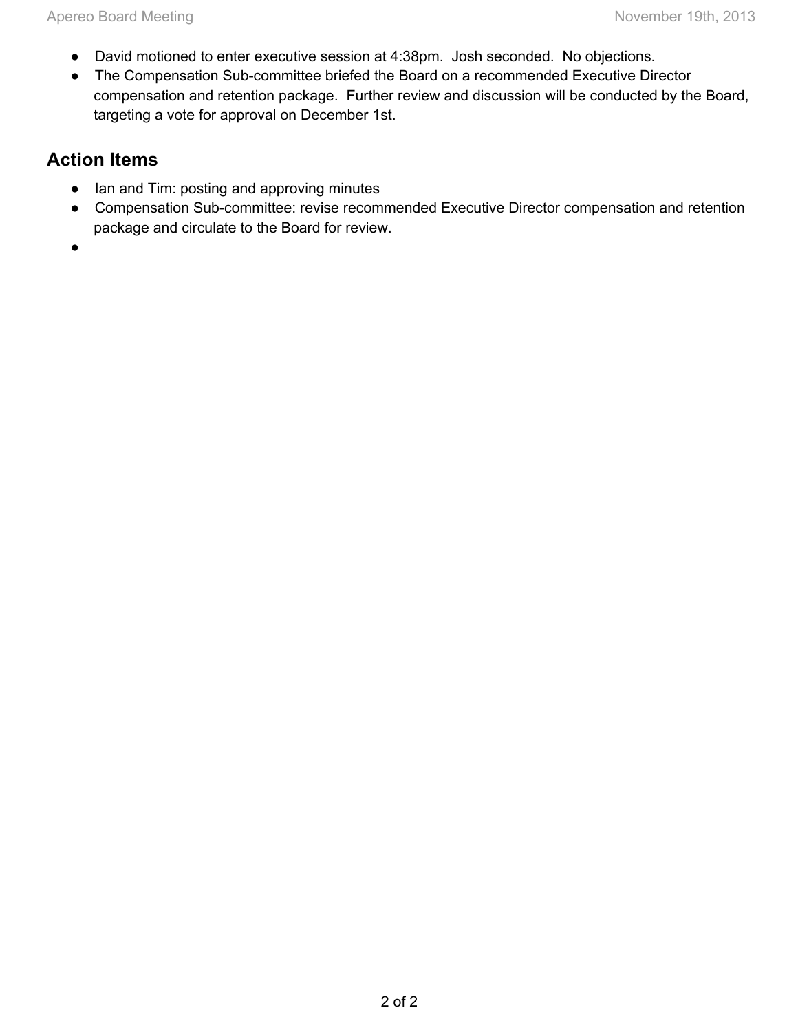- David motioned to enter executive session at 4:38pm. Josh seconded. No objections.
- The Compensation Sub-committee briefed the Board on a recommended Executive Director compensation and retention package. Further review and discussion will be conducted by the Board, targeting a vote for approval on December 1st.

## Action Items

- Ian and Tim: posting and approving minutes
- Compensation Sub-committee: revise recommended Executive Director compensation and retention package and circulate to the Board for review.